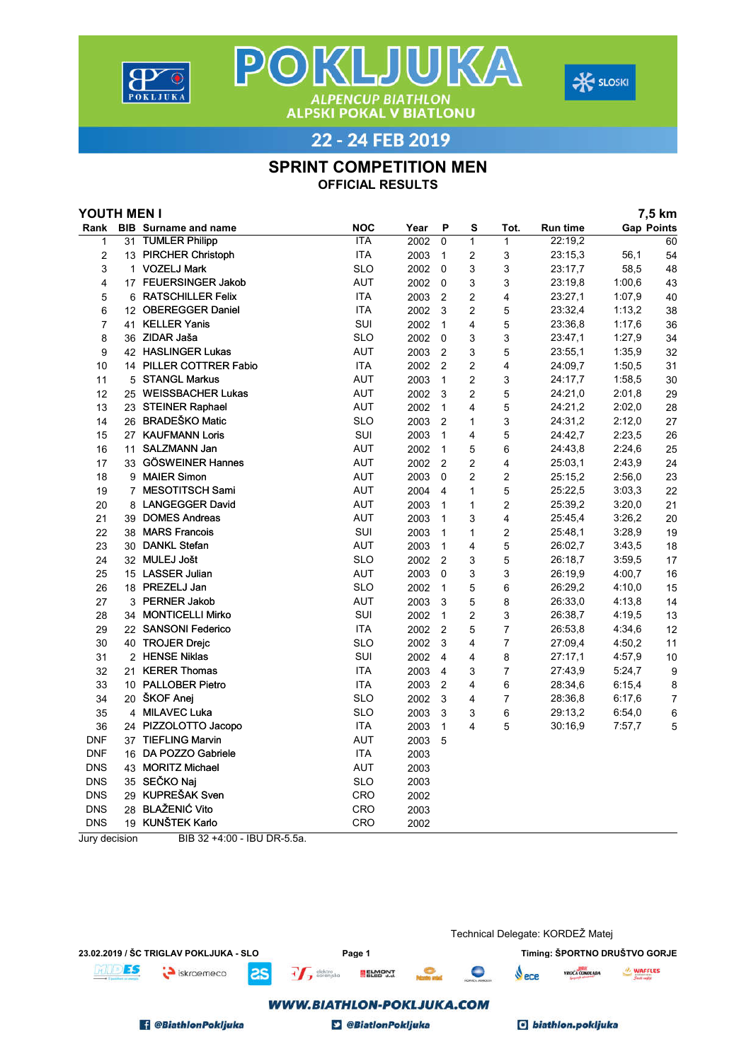# POKLJUKA

ALPENCUP BIATHLON
ALPSKI POKAL V BIATLONU

22 - 24 FEB 2019

## SPRINT COMPETITION MEN

### OFFICIAL RESULTS

**YOUTH MEN I** — **7,5 km**

| Rank | BIB | Surname and name | NOC | Year | P | S | Tot. | Run time | Gap | Points |
|---|---|---|---|---|---|---|---|---|---|---|
| 1 | 31 | TUMLER Philipp | ITA | 2002 | 0 | 1 | 1 | 22:19,2 | | 60 |
| 2 | 13 | PIRCHER Christoph | ITA | 2003 | 1 | 2 | 3 | 23:15,3 | 56,1 | 54 |
| 3 | 1 | VOZELJ Mark | SLO | 2002 | 0 | 3 | 3 | 23:17,7 | 58,5 | 48 |
| 4 | 17 | FEUERSINGER Jakob | AUT | 2002 | 0 | 3 | 3 | 23:19,8 | 1:00,6 | 43 |
| 5 | 6 | RATSCHILLER Felix | ITA | 2003 | 2 | 2 | 4 | 23:27,1 | 1:07,9 | 40 |
| 6 | 12 | OBEREGGER Daniel | ITA | 2002 | 3 | 2 | 5 | 23:32,4 | 1:13,2 | 38 |
| 7 | 41 | KELLER Yanis | SUI | 2002 | 1 | 4 | 5 | 23:36,8 | 1:17,6 | 36 |
| 8 | 36 | ZIDAR Jaša | SLO | 2002 | 0 | 3 | 3 | 23:47,1 | 1:27,9 | 34 |
| 9 | 42 | HASLINGER Lukas | AUT | 2003 | 2 | 3 | 5 | 23:55,1 | 1:35,9 | 32 |
| 10 | 14 | PILLER COTTRER Fabio | ITA | 2002 | 2 | 2 | 4 | 24:09,7 | 1:50,5 | 31 |
| 11 | 5 | STANGL Markus | AUT | 2003 | 1 | 2 | 3 | 24:17,7 | 1:58,5 | 30 |
| 12 | 25 | WEISSBACHER Lukas | AUT | 2002 | 3 | 2 | 5 | 24:21,0 | 2:01,8 | 29 |
| 13 | 23 | STEINER Raphael | AUT | 2002 | 1 | 4 | 5 | 24:21,2 | 2:02,0 | 28 |
| 14 | 26 | BRADEŠKO Matic | SLO | 2003 | 2 | 1 | 3 | 24:31,2 | 2:12,0 | 27 |
| 15 | 27 | KAUFMANN Loris | SUI | 2003 | 1 | 4 | 5 | 24:42,7 | 2:23,5 | 26 |
| 16 | 11 | SALZMANN Jan | AUT | 2002 | 1 | 5 | 6 | 24:43,8 | 2:24,6 | 25 |
| 17 | 33 | GÖSWEINER Hannes | AUT | 2002 | 2 | 2 | 4 | 25:03,1 | 2:43,9 | 24 |
| 18 | 9 | MAIER Simon | AUT | 2003 | 0 | 2 | 2 | 25:15,2 | 2:56,0 | 23 |
| 19 | 7 | MESOTITSCH Sami | AUT | 2004 | 4 | 1 | 5 | 25:22,5 | 3:03,3 | 22 |
| 20 | 8 | LANGEGGER David | AUT | 2003 | 1 | 1 | 2 | 25:39,2 | 3:20,0 | 21 |
| 21 | 39 | DOMES Andreas | AUT | 2003 | 1 | 3 | 4 | 25:45,4 | 3:26,2 | 20 |
| 22 | 38 | MARS Francois | SUI | 2003 | 1 | 1 | 2 | 25:48,1 | 3:28,9 | 19 |
| 23 | 30 | DANKL Stefan | AUT | 2003 | 1 | 4 | 5 | 26:02,7 | 3:43,5 | 18 |
| 24 | 32 | MULEJ Jošt | SLO | 2002 | 2 | 3 | 5 | 26:18,7 | 3:59,5 | 17 |
| 25 | 15 | LASSER Julian | AUT | 2003 | 0 | 3 | 3 | 26:19,9 | 4:00,7 | 16 |
| 26 | 18 | PREZELJ Jan | SLO | 2002 | 1 | 5 | 6 | 26:29,2 | 4:10,0 | 15 |
| 27 | 3 | PERNER Jakob | AUT | 2003 | 3 | 5 | 8 | 26:33,0 | 4:13,8 | 14 |
| 28 | 34 | MONTICELLI Mirko | SUI | 2002 | 1 | 2 | 3 | 26:38,7 | 4:19,5 | 13 |
| 29 | 22 | SANSONI Federico | ITA | 2002 | 2 | 5 | 7 | 26:53,8 | 4:34,6 | 12 |
| 30 | 40 | TROJER Drejc | SLO | 2002 | 3 | 4 | 7 | 27:09,4 | 4:50,2 | 11 |
| 31 | 2 | HENSE Niklas | SUI | 2002 | 4 | 4 | 8 | 27:17,1 | 4:57,9 | 10 |
| 32 | 21 | KERER Thomas | ITA | 2003 | 4 | 3 | 7 | 27:43,9 | 5:24,7 | 9 |
| 33 | 10 | PALLOBER Pietro | ITA | 2003 | 2 | 4 | 6 | 28:34,6 | 6:15,4 | 8 |
| 34 | 20 | ŠKOF Anej | SLO | 2002 | 3 | 4 | 7 | 28:36,8 | 6:17,6 | 7 |
| 35 | 4 | MILAVEC Luka | SLO | 2003 | 3 | 3 | 6 | 29:13,2 | 6:54,0 | 6 |
| 36 | 24 | PIZZOLOTTO Jacopo | ITA | 2003 | 1 | 4 | 5 | 30:16,9 | 7:57,7 | 5 |
| DNF | 37 | TIEFLING Marvin | AUT | 2003 | 5 | | | | | |
| DNF | 16 | DA POZZO Gabriele | ITA | 2003 | | | | | | |
| DNS | 43 | MORITZ Michael | AUT | 2003 | | | | | | |
| DNS | 35 | SEČKO Naj | SLO | 2003 | | | | | | |
| DNS | 29 | KUPREŠAK Sven | CRO | 2002 | | | | | | |
| DNS | 28 | BLAŽENIĆ Vito | CRO | 2003 | | | | | | |
| DNS | 19 | KUNŠTEK Karlo | CRO | 2002 | | | | | | |

Jury decision BIB 32 +4:00 - IBU DR-5.5a.

Technical Delegate: KORDEŽ Matej

23.02.2019 / ŠC TRIGLAV POKLJUKA - SLO

Timing: ŠPORTNO DRUŠTVO GORJE

WWW.BIATHLON-POKLJUKA.COM

@BiathlonPokljuka @BiatlonPokljuka biathlon.pokljuka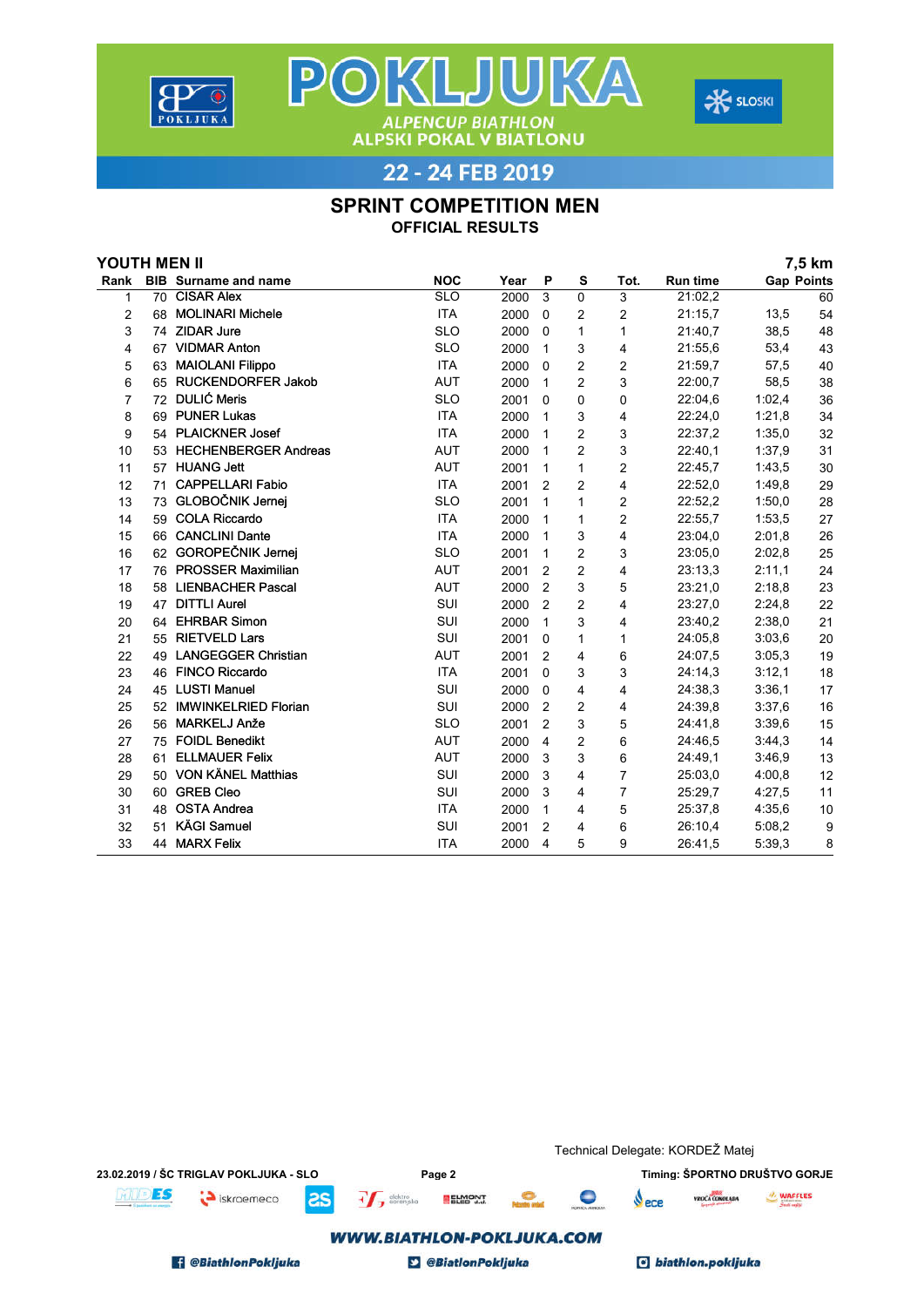# POKLJUKA

ALPENCUP BIATHLON
ALPSKI POKAL V BIATLONU

22 - 24 FEB 2019

## SPRINT COMPETITION MEN

### OFFICIAL RESULTS

**YOUTH MEN II** — **7,5 km**

| Rank | BIB | Surname and name | NOC | Year | P | S | Tot. | Run time | Gap | Points |
|---|---|---|---|---|---|---|---|---|---|---|
| 1 | 70 | CISAR Alex | SLO | 2000 | 3 | 0 | 3 | 21:02,2 | | 60 |
| 2 | 68 | MOLINARI Michele | ITA | 2000 | 0 | 2 | 2 | 21:15,7 | 13,5 | 54 |
| 3 | 74 | ZIDAR Jure | SLO | 2000 | 0 | 1 | 1 | 21:40,7 | 38,5 | 48 |
| 4 | 67 | VIDMAR Anton | SLO | 2000 | 1 | 3 | 4 | 21:55,6 | 53,4 | 43 |
| 5 | 63 | MAIOLANI Filippo | ITA | 2000 | 0 | 2 | 2 | 21:59,7 | 57,5 | 40 |
| 6 | 65 | RUCKENDORFER Jakob | AUT | 2000 | 1 | 2 | 3 | 22:00,7 | 58,5 | 38 |
| 7 | 72 | DULIĆ Meris | SLO | 2001 | 0 | 0 | 0 | 22:04,6 | 1:02,4 | 36 |
| 8 | 69 | PUNER Lukas | ITA | 2000 | 1 | 3 | 4 | 22:24,0 | 1:21,8 | 34 |
| 9 | 54 | PLAICKNER Josef | ITA | 2000 | 1 | 2 | 3 | 22:37,2 | 1:35,0 | 32 |
| 10 | 53 | HECHENBERGER Andreas | AUT | 2000 | 1 | 2 | 3 | 22:40,1 | 1:37,9 | 31 |
| 11 | 57 | HUANG Jett | AUT | 2001 | 1 | 1 | 2 | 22:45,7 | 1:43,5 | 30 |
| 12 | 71 | CAPPELLARI Fabio | ITA | 2001 | 2 | 2 | 4 | 22:52,0 | 1:49,8 | 29 |
| 13 | 73 | GLOBOČNIK Jernej | SLO | 2001 | 1 | 1 | 2 | 22:52,2 | 1:50,0 | 28 |
| 14 | 59 | COLA Riccardo | ITA | 2000 | 1 | 1 | 2 | 22:55,7 | 1:53,5 | 27 |
| 15 | 66 | CANCLINI Dante | ITA | 2000 | 1 | 3 | 4 | 23:04,0 | 2:01,8 | 26 |
| 16 | 62 | GOROPEČNIK Jernej | SLO | 2001 | 1 | 2 | 3 | 23:05,0 | 2:02,8 | 25 |
| 17 | 76 | PROSSER Maximilian | AUT | 2001 | 2 | 2 | 4 | 23:13,3 | 2:11,1 | 24 |
| 18 | 58 | LIENBACHER Pascal | AUT | 2000 | 2 | 3 | 5 | 23:21,0 | 2:18,8 | 23 |
| 19 | 47 | DITTLI Aurel | SUI | 2000 | 2 | 2 | 4 | 23:27,0 | 2:24,8 | 22 |
| 20 | 64 | EHRBAR Simon | SUI | 2000 | 1 | 3 | 4 | 23:40,2 | 2:38,0 | 21 |
| 21 | 55 | RIETVELD Lars | SUI | 2001 | 0 | 1 | 1 | 24:05,8 | 3:03,6 | 20 |
| 22 | 49 | LANGEGGER Christian | AUT | 2001 | 2 | 4 | 6 | 24:07,5 | 3:05,3 | 19 |
| 23 | 46 | FINCO Riccardo | ITA | 2001 | 0 | 3 | 3 | 24:14,3 | 3:12,1 | 18 |
| 24 | 45 | LUSTI Manuel | SUI | 2000 | 0 | 4 | 4 | 24:38,3 | 3:36,1 | 17 |
| 25 | 52 | IMWINKELRIED Florian | SUI | 2000 | 2 | 2 | 4 | 24:39,8 | 3:37,6 | 16 |
| 26 | 56 | MARKELJ Anže | SLO | 2001 | 2 | 3 | 5 | 24:41,8 | 3:39,6 | 15 |
| 27 | 75 | FOIDL Benedikt | AUT | 2000 | 4 | 2 | 6 | 24:46,5 | 3:44,3 | 14 |
| 28 | 61 | ELLMAUER Felix | AUT | 2000 | 3 | 3 | 6 | 24:49,1 | 3:46,9 | 13 |
| 29 | 50 | VON KÄNEL Matthias | SUI | 2000 | 3 | 4 | 7 | 25:03,0 | 4:00,8 | 12 |
| 30 | 60 | GREB Cleo | SUI | 2000 | 3 | 4 | 7 | 25:29,7 | 4:27,5 | 11 |
| 31 | 48 | OSTA Andrea | ITA | 2000 | 1 | 4 | 5 | 25:37,8 | 4:35,6 | 10 |
| 32 | 51 | KÄGI Samuel | SUI | 2001 | 2 | 4 | 6 | 26:10,4 | 5:08,2 | 9 |
| 33 | 44 | MARX Felix | ITA | 2000 | 4 | 5 | 9 | 26:41,5 | 5:39,3 | 8 |

Technical Delegate: KORDEŽ Matej

23.02.2019 / ŠC TRIGLAV POKLJUKA - SLO

Timing: ŠPORTNO DRUŠTVO GORJE

WWW.BIATHLON-POKLJUKA.COM

@BiathlonPokljuka @BiatlonPokljuka biathlon.pokljuka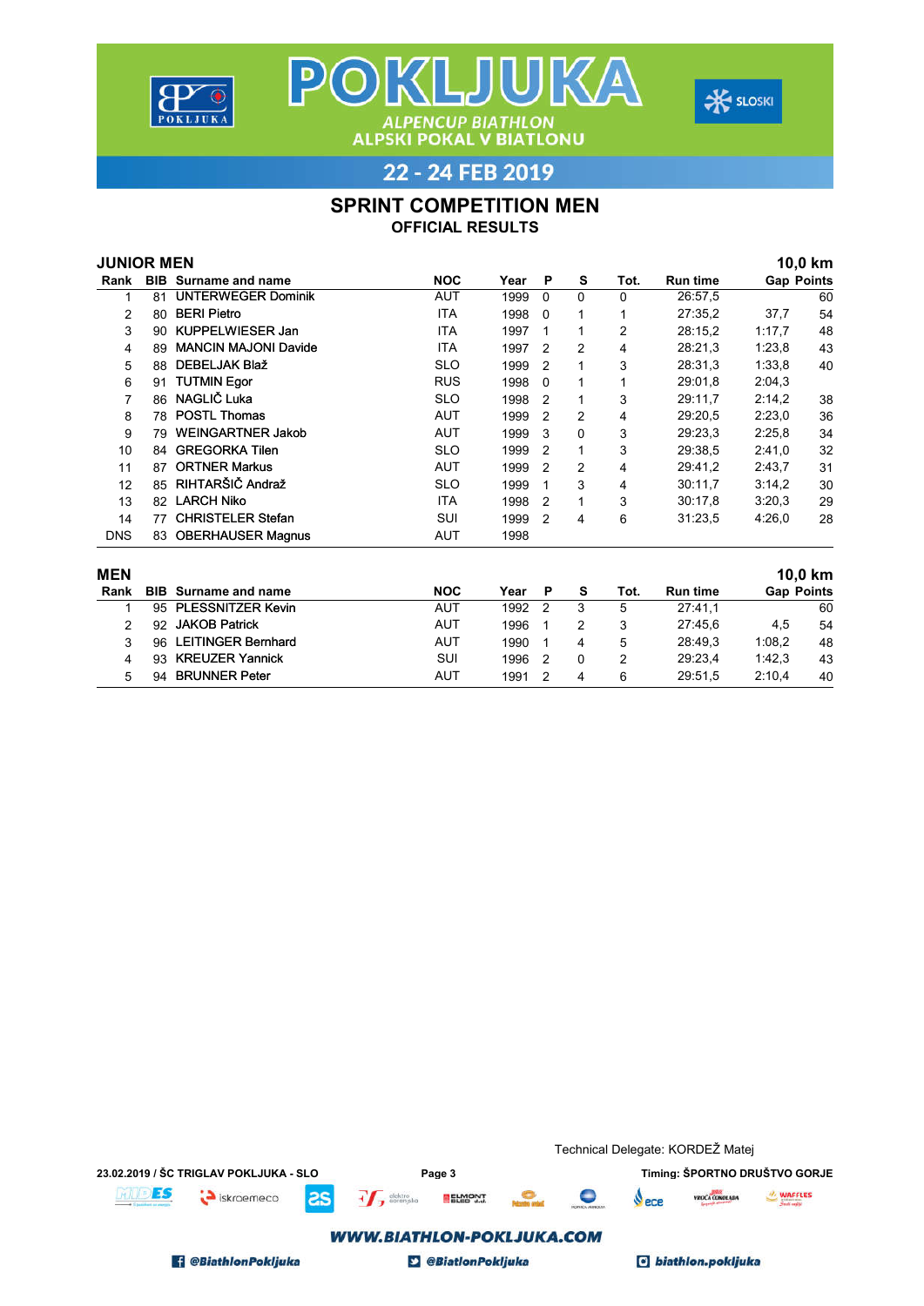# POKLJUKA

ALPENCUP BIATHLON
ALPSKI POKAL V BIATLONU

22 - 24 FEB 2019

## SPRINT COMPETITION MEN

### OFFICIAL RESULTS

**JUNIOR MEN** — **10,0 km**

| Rank | BIB | Surname and name | NOC | Year | P | S | Tot. | Run time | Gap | Points |
|---|---|---|---|---|---|---|---|---|---|---|
| 1 | 81 | UNTERWEGER Dominik | AUT | 1999 | 0 | 0 | 0 | 26:57,5 | | 60 |
| 2 | 80 | BERI Pietro | ITA | 1998 | 0 | 1 | 1 | 27:35,2 | 37,7 | 54 |
| 3 | 90 | KUPPELWIESER Jan | ITA | 1997 | 1 | 1 | 2 | 28:15,2 | 1:17,7 | 48 |
| 4 | 89 | MANCIN MAJONI Davide | ITA | 1997 | 2 | 2 | 4 | 28:21,3 | 1:23,8 | 43 |
| 5 | 88 | DEBELJAK Blaž | SLO | 1999 | 2 | 1 | 3 | 28:31,3 | 1:33,8 | 40 |
| 6 | 91 | TUTMIN Egor | RUS | 1998 | 0 | 1 | 1 | 29:01,8 | 2:04,3 | |
| 7 | 86 | NAGLIČ Luka | SLO | 1998 | 2 | 1 | 3 | 29:11,7 | 2:14,2 | 38 |
| 8 | 78 | POSTL Thomas | AUT | 1999 | 2 | 2 | 4 | 29:20,5 | 2:23,0 | 36 |
| 9 | 79 | WEINGARTNER Jakob | AUT | 1999 | 3 | 0 | 3 | 29:23,3 | 2:25,8 | 34 |
| 10 | 84 | GREGORKA Tilen | SLO | 1999 | 2 | 1 | 3 | 29:38,5 | 2:41,0 | 32 |
| 11 | 87 | ORTNER Markus | AUT | 1999 | 2 | 2 | 4 | 29:41,2 | 2:43,7 | 31 |
| 12 | 85 | RIHTARŠIČ Andraž | SLO | 1999 | 1 | 3 | 4 | 30:11,7 | 3:14,2 | 30 |
| 13 | 82 | LARCH Niko | ITA | 1998 | 2 | 1 | 3 | 30:17,8 | 3:20,3 | 29 |
| 14 | 77 | CHRISTELER Stefan | SUI | 1999 | 2 | 4 | 6 | 31:23,5 | 4:26,0 | 28 |
| DNS | 83 | OBERHAUSER Magnus | AUT | 1998 | | | | | | |

**MEN** — **10,0 km**

| Rank | BIB | Surname and name | NOC | Year | P | S | Tot. | Run time | Gap | Points |
|---|---|---|---|---|---|---|---|---|---|---|
| 1 | 95 | PLESSNITZER Kevin | AUT | 1992 | 2 | 3 | 5 | 27:41,1 | | 60 |
| 2 | 92 | JAKOB Patrick | AUT | 1996 | 1 | 2 | 3 | 27:45,6 | 4,5 | 54 |
| 3 | 96 | LEITINGER Bernhard | AUT | 1990 | 1 | 4 | 5 | 28:49,3 | 1:08,2 | 48 |
| 4 | 93 | KREUZER Yannick | SUI | 1996 | 2 | 0 | 2 | 29:23,4 | 1:42,3 | 43 |
| 5 | 94 | BRUNNER Peter | AUT | 1991 | 2 | 4 | 6 | 29:51,5 | 2:10,4 | 40 |

Technical Delegate: KORDEŽ Matej

23.02.2019 / ŠC TRIGLAV POKLJUKA - SLO

Timing: ŠPORTNO DRUŠTVO GORJE

WWW.BIATHLON-POKLJUKA.COM

@BiathlonPokljuka @BiatlonPokljuka biathlon.pokljuka